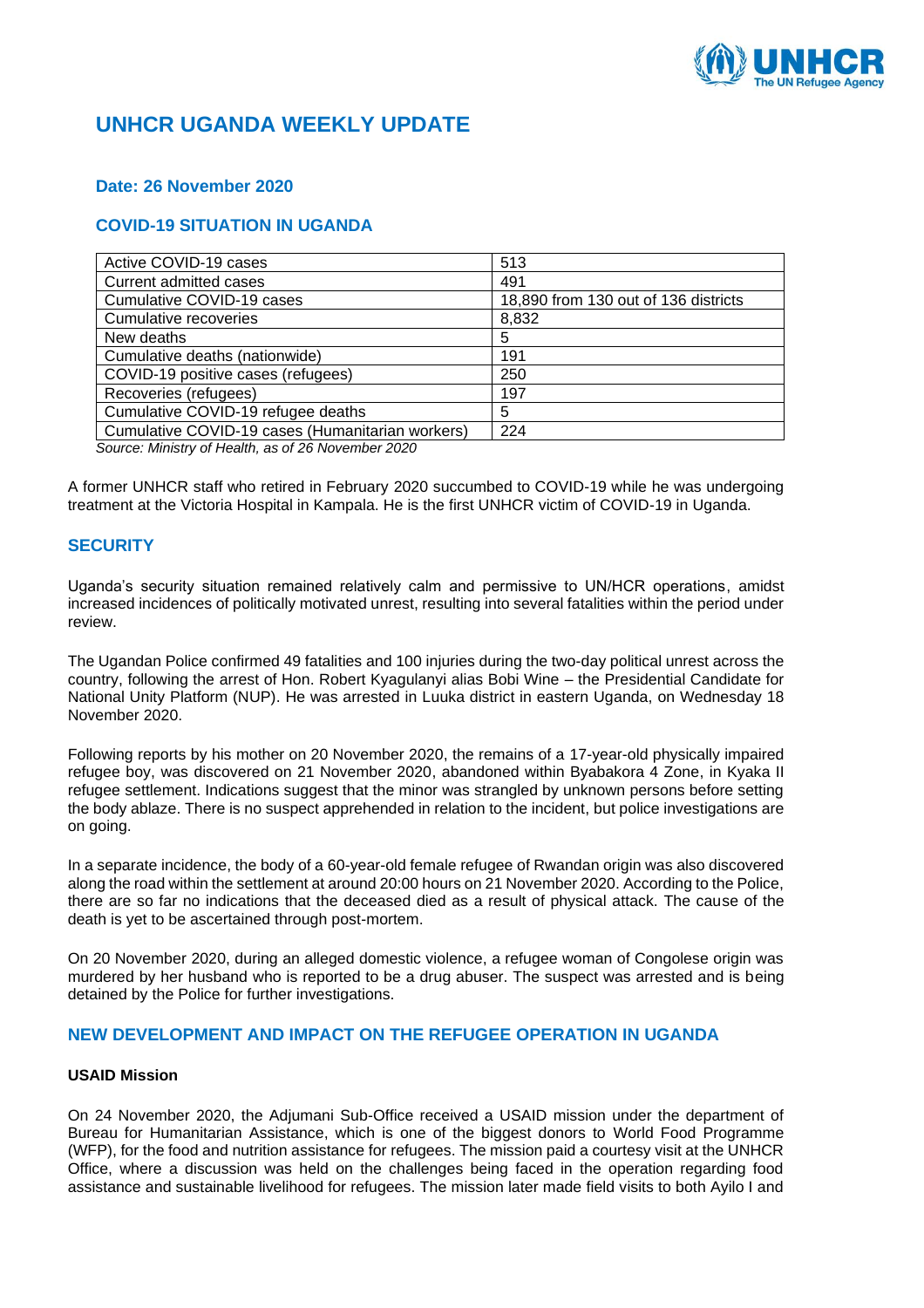# UNHCR UGANDA WEEKLY UPDATE

## Date: 26 November 2020

## COVID-19 SITUATION IN UGANDA

| Active COVID-19 cases | 513 |
|---|---|
| Current admitted cases | 491 |
| Cumulative COVID-19 cases | 18,890 from 130 out of 136 districts |
| Cumulative recoveries | 8,832 |
| New deaths | 5 |
| Cumulative deaths (nationwide) | 191 |
| COVID-19 positive cases (refugees) | 250 |
| Recoveries (refugees) | 197 |
| Cumulative COVID-19 refugee deaths | 5 |
| Cumulative COVID-19 cases (Humanitarian workers) | 224 |

*Source: Ministry of Health, as of 26 November 2020*

A former UNHCR staff who retired in February 2020 succumbed to COVID-19 while he was undergoing treatment at the Victoria Hospital in Kampala. He is the first UNHCR victim of COVID-19 in Uganda.

## SECURITY

Uganda's security situation remained relatively calm and permissive to UN/HCR operations, amidst increased incidences of politically motivated unrest, resulting into several fatalities within the period under review.

The Ugandan Police confirmed 49 fatalities and 100 injuries during the two-day political unrest across the country, following the arrest of Hon. Robert Kyagulanyi alias Bobi Wine – the Presidential Candidate for National Unity Platform (NUP). He was arrested in Luuka district in eastern Uganda, on Wednesday 18 November 2020.

Following reports by his mother on 20 November 2020, the remains of a 17-year-old physically impaired refugee boy, was discovered on 21 November 2020, abandoned within Byabakora 4 Zone, in Kyaka II refugee settlement. Indications suggest that the minor was strangled by unknown persons before setting the body ablaze. There is no suspect apprehended in relation to the incident, but police investigations are on going.

In a separate incidence, the body of a 60-year-old female refugee of Rwandan origin was also discovered along the road within the settlement at around 20:00 hours on 21 November 2020. According to the Police, there are so far no indications that the deceased died as a result of physical attack. The cause of the death is yet to be ascertained through post-mortem.

On 20 November 2020, during an alleged domestic violence, a refugee woman of Congolese origin was murdered by her husband who is reported to be a drug abuser. The suspect was arrested and is being detained by the Police for further investigations.

## NEW DEVELOPMENT AND IMPACT ON THE REFUGEE OPERATION IN UGANDA

### USAID Mission

On 24 November 2020, the Adjumani Sub-Office received a USAID mission under the department of Bureau for Humanitarian Assistance, which is one of the biggest donors to World Food Programme (WFP), for the food and nutrition assistance for refugees. The mission paid a courtesy visit at the UNHCR Office, where a discussion was held on the challenges being faced in the operation regarding food assistance and sustainable livelihood for refugees. The mission later made field visits to both Ayilo I and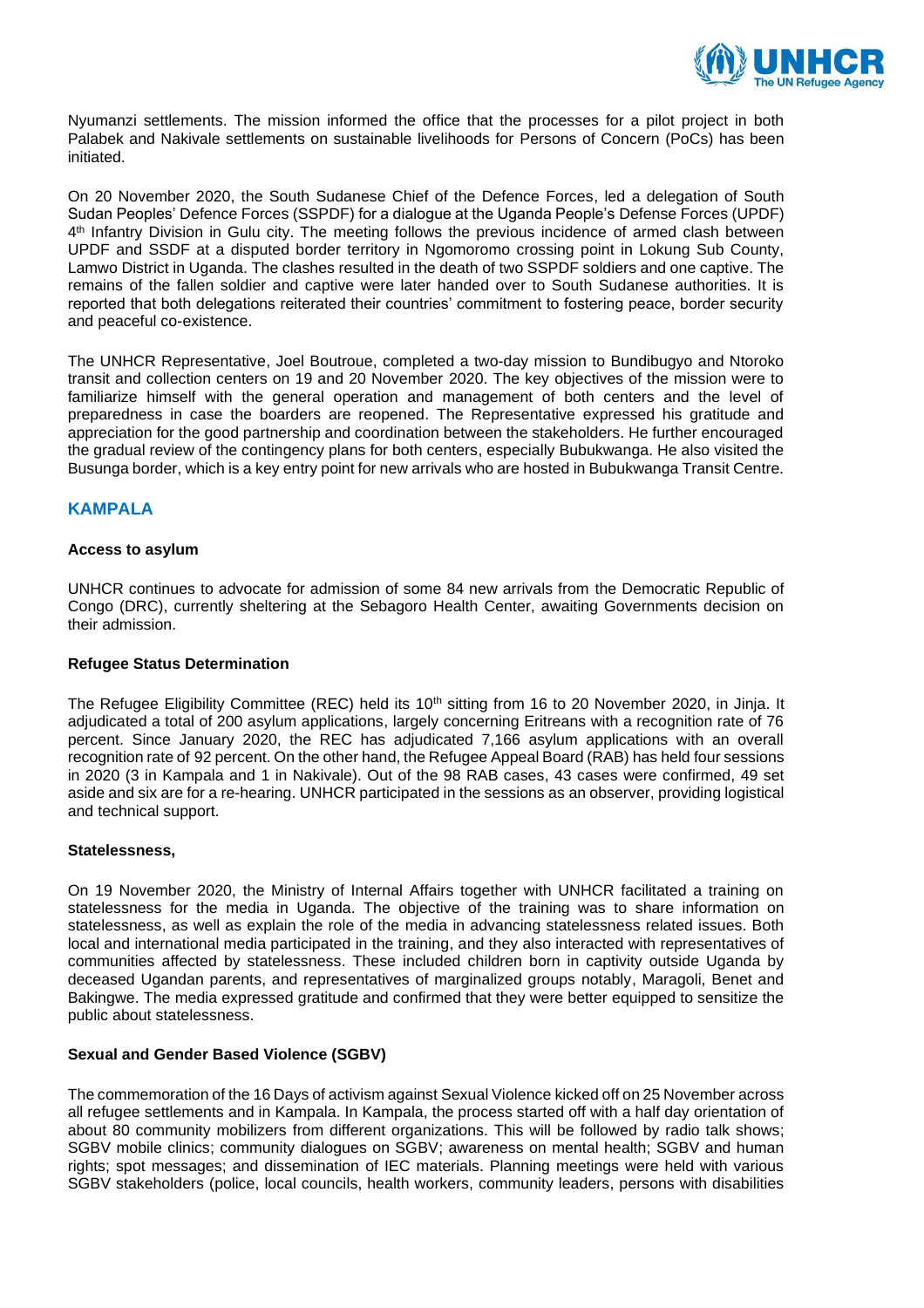Nyumanzi settlements. The mission informed the office that the processes for a pilot project in both Palabek and Nakivale settlements on sustainable livelihoods for Persons of Concern (PoCs) has been initiated.

On 20 November 2020, the South Sudanese Chief of the Defence Forces, led a delegation of South Sudan Peoples' Defence Forces (SSPDF) for a dialogue at the Uganda People's Defense Forces (UPDF) 4th Infantry Division in Gulu city. The meeting follows the previous incidence of armed clash between UPDF and SSDF at a disputed border territory in Ngomoromo crossing point in Lokung Sub County, Lamwo District in Uganda. The clashes resulted in the death of two SSPDF soldiers and one captive. The remains of the fallen soldier and captive were later handed over to South Sudanese authorities. It is reported that both delegations reiterated their countries' commitment to fostering peace, border security and peaceful co-existence.

The UNHCR Representative, Joel Boutroue, completed a two-day mission to Bundibugyo and Ntoroko transit and collection centers on 19 and 20 November 2020. The key objectives of the mission were to familiarize himself with the general operation and management of both centers and the level of preparedness in case the boarders are reopened. The Representative expressed his gratitude and appreciation for the good partnership and coordination between the stakeholders. He further encouraged the gradual review of the contingency plans for both centers, especially Bubukwanga. He also visited the Busunga border, which is a key entry point for new arrivals who are hosted in Bubukwanga Transit Centre.

## KAMPALA

**Access to asylum**

UNHCR continues to advocate for admission of some 84 new arrivals from the Democratic Republic of Congo (DRC), currently sheltering at the Sebagoro Health Center, awaiting Governments decision on their admission.

**Refugee Status Determination**

The Refugee Eligibility Committee (REC) held its 10th sitting from 16 to 20 November 2020, in Jinja. It adjudicated a total of 200 asylum applications, largely concerning Eritreans with a recognition rate of 76 percent. Since January 2020, the REC has adjudicated 7,166 asylum applications with an overall recognition rate of 92 percent. On the other hand, the Refugee Appeal Board (RAB) has held four sessions in 2020 (3 in Kampala and 1 in Nakivale). Out of the 98 RAB cases, 43 cases were confirmed, 49 set aside and six are for a re-hearing. UNHCR participated in the sessions as an observer, providing logistical and technical support.

**Statelessness,**

On 19 November 2020, the Ministry of Internal Affairs together with UNHCR facilitated a training on statelessness for the media in Uganda. The objective of the training was to share information on statelessness, as well as explain the role of the media in advancing statelessness related issues. Both local and international media participated in the training, and they also interacted with representatives of communities affected by statelessness. These included children born in captivity outside Uganda by deceased Ugandan parents, and representatives of marginalized groups notably, Maragoli, Benet and Bakingwe. The media expressed gratitude and confirmed that they were better equipped to sensitize the public about statelessness.

**Sexual and Gender Based Violence (SGBV)**

The commemoration of the 16 Days of activism against Sexual Violence kicked off on 25 November across all refugee settlements and in Kampala. In Kampala, the process started off with a half day orientation of about 80 community mobilizers from different organizations. This will be followed by radio talk shows; SGBV mobile clinics; community dialogues on SGBV; awareness on mental health; SGBV and human rights; spot messages; and dissemination of IEC materials. Planning meetings were held with various SGBV stakeholders (police, local councils, health workers, community leaders, persons with disabilities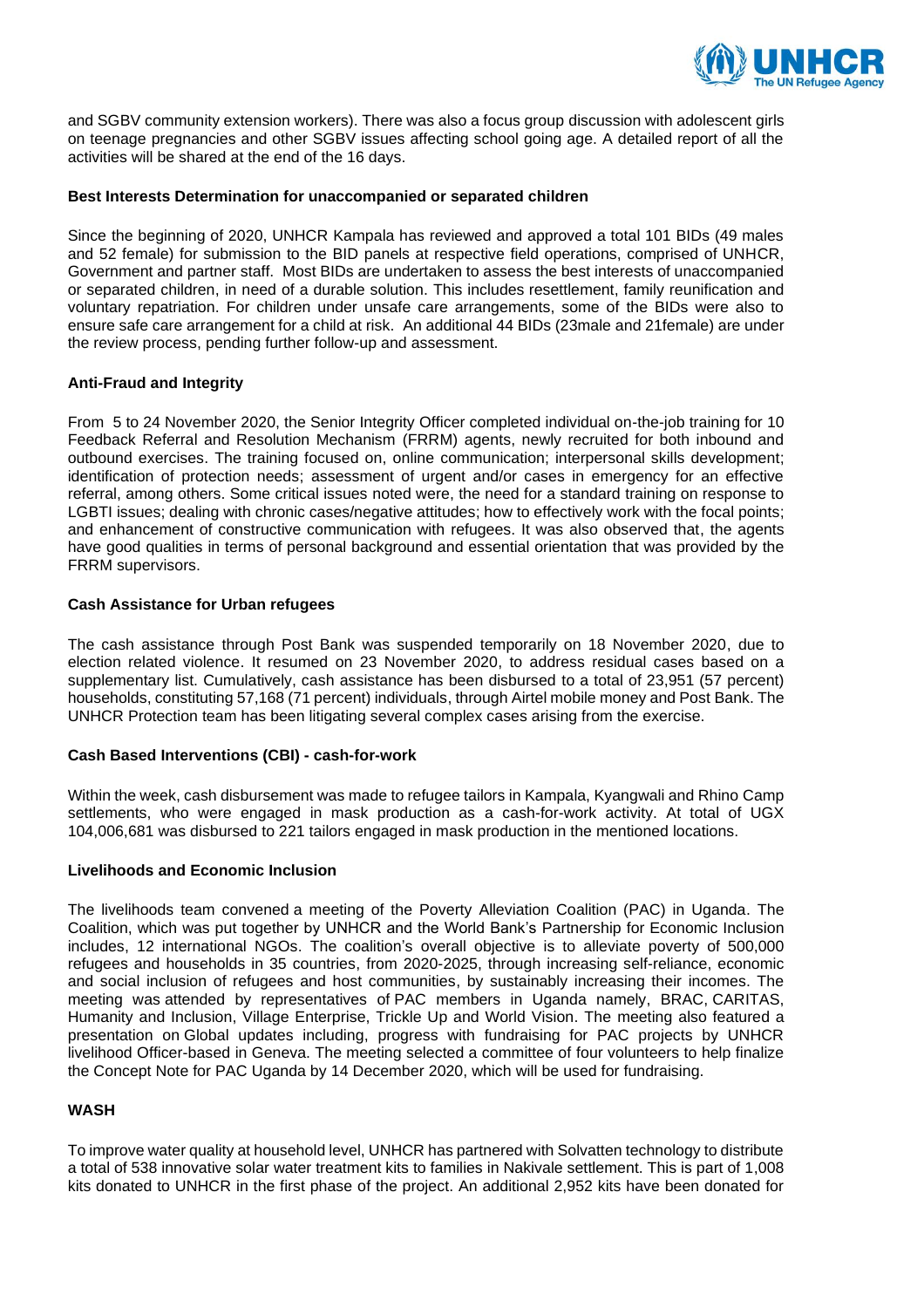and SGBV community extension workers). There was also a focus group discussion with adolescent girls on teenage pregnancies and other SGBV issues affecting school going age. A detailed report of all the activities will be shared at the end of the 16 days.

**Best Interests Determination for unaccompanied or separated children**

Since the beginning of 2020, UNHCR Kampala has reviewed and approved a total 101 BIDs (49 males and 52 female) for submission to the BID panels at respective field operations, comprised of UNHCR, Government and partner staff. Most BIDs are undertaken to assess the best interests of unaccompanied or separated children, in need of a durable solution. This includes resettlement, family reunification and voluntary repatriation. For children under unsafe care arrangements, some of the BIDs were also to ensure safe care arrangement for a child at risk. An additional 44 BIDs (23male and 21female) are under the review process, pending further follow-up and assessment.

**Anti-Fraud and Integrity**

From 5 to 24 November 2020, the Senior Integrity Officer completed individual on-the-job training for 10 Feedback Referral and Resolution Mechanism (FRRM) agents, newly recruited for both inbound and outbound exercises. The training focused on, online communication; interpersonal skills development; identification of protection needs; assessment of urgent and/or cases in emergency for an effective referral, among others. Some critical issues noted were, the need for a standard training on response to LGBTI issues; dealing with chronic cases/negative attitudes; how to effectively work with the focal points; and enhancement of constructive communication with refugees. It was also observed that, the agents have good qualities in terms of personal background and essential orientation that was provided by the FRRM supervisors.

**Cash Assistance for Urban refugees**

The cash assistance through Post Bank was suspended temporarily on 18 November 2020, due to election related violence. It resumed on 23 November 2020, to address residual cases based on a supplementary list. Cumulatively, cash assistance has been disbursed to a total of 23,951 (57 percent) households, constituting 57,168 (71 percent) individuals, through Airtel mobile money and Post Bank. The UNHCR Protection team has been litigating several complex cases arising from the exercise.

**Cash Based Interventions (CBI) - cash-for-work**

Within the week, cash disbursement was made to refugee tailors in Kampala, Kyangwali and Rhino Camp settlements, who were engaged in mask production as a cash-for-work activity. At total of UGX 104,006,681 was disbursed to 221 tailors engaged in mask production in the mentioned locations.

**Livelihoods and Economic Inclusion**

The livelihoods team convened a meeting of the Poverty Alleviation Coalition (PAC) in Uganda. The Coalition, which was put together by UNHCR and the World Bank's Partnership for Economic Inclusion includes, 12 international NGOs. The coalition's overall objective is to alleviate poverty of 500,000 refugees and households in 35 countries, from 2020-2025, through increasing self-reliance, economic and social inclusion of refugees and host communities, by sustainably increasing their incomes. The meeting was attended by representatives of PAC members in Uganda namely, BRAC, CARITAS, Humanity and Inclusion, Village Enterprise, Trickle Up and World Vision. The meeting also featured a presentation on Global updates including, progress with fundraising for PAC projects by UNHCR livelihood Officer-based in Geneva. The meeting selected a committee of four volunteers to help finalize the Concept Note for PAC Uganda by 14 December 2020, which will be used for fundraising.

**WASH**

To improve water quality at household level, UNHCR has partnered with Solvatten technology to distribute a total of 538 innovative solar water treatment kits to families in Nakivale settlement. This is part of 1,008 kits donated to UNHCR in the first phase of the project. An additional 2,952 kits have been donated for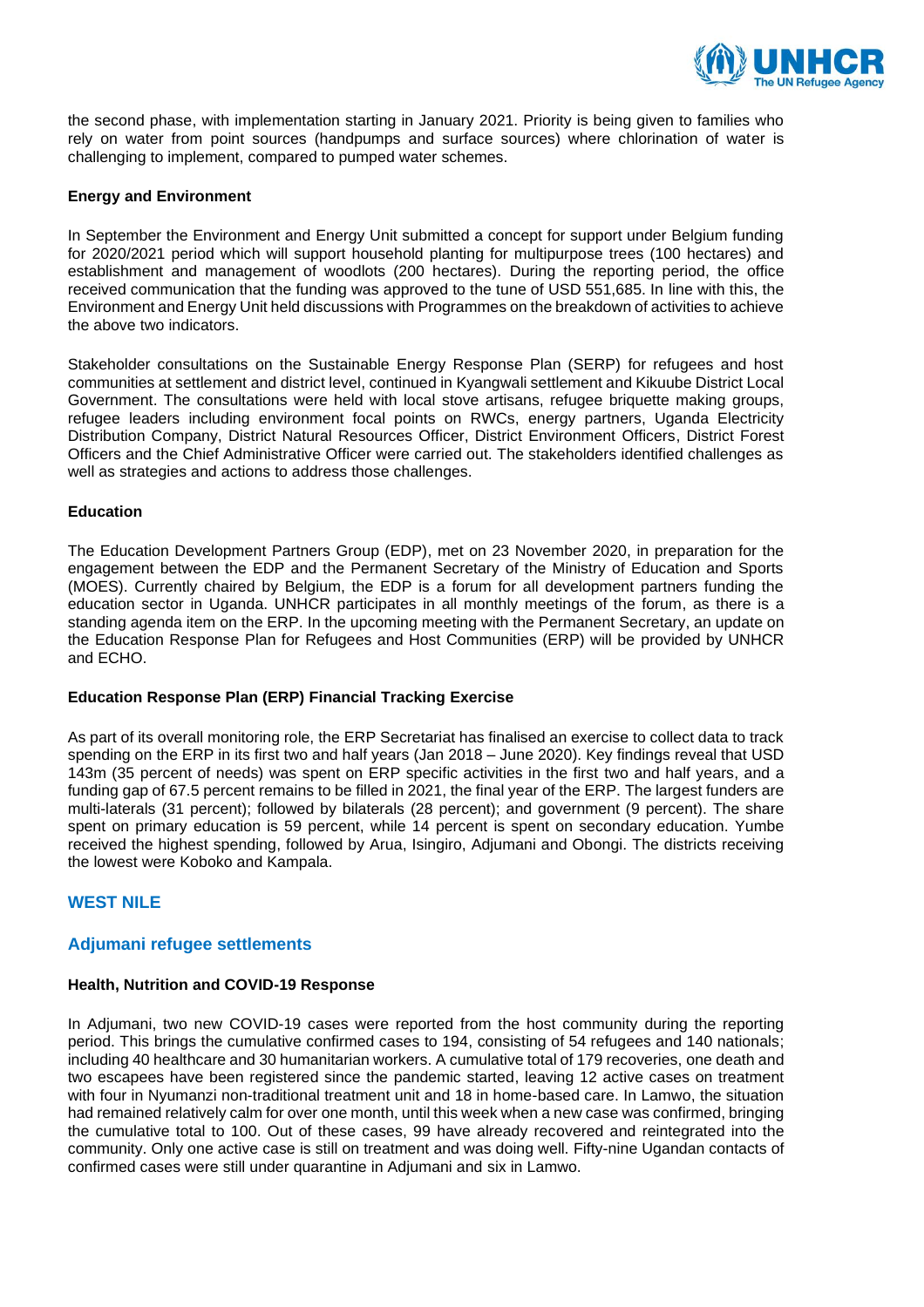the second phase, with implementation starting in January 2021. Priority is being given to families who rely on water from point sources (handpumps and surface sources) where chlorination of water is challenging to implement, compared to pumped water schemes.

**Energy and Environment**

In September the Environment and Energy Unit submitted a concept for support under Belgium funding for 2020/2021 period which will support household planting for multipurpose trees (100 hectares) and establishment and management of woodlots (200 hectares). During the reporting period, the office received communication that the funding was approved to the tune of USD 551,685. In line with this, the Environment and Energy Unit held discussions with Programmes on the breakdown of activities to achieve the above two indicators.

Stakeholder consultations on the Sustainable Energy Response Plan (SERP) for refugees and host communities at settlement and district level, continued in Kyangwali settlement and Kikuube District Local Government. The consultations were held with local stove artisans, refugee briquette making groups, refugee leaders including environment focal points on RWCs, energy partners, Uganda Electricity Distribution Company, District Natural Resources Officer, District Environment Officers, District Forest Officers and the Chief Administrative Officer were carried out. The stakeholders identified challenges as well as strategies and actions to address those challenges.

**Education**

The Education Development Partners Group (EDP), met on 23 November 2020, in preparation for the engagement between the EDP and the Permanent Secretary of the Ministry of Education and Sports (MOES). Currently chaired by Belgium, the EDP is a forum for all development partners funding the education sector in Uganda. UNHCR participates in all monthly meetings of the forum, as there is a standing agenda item on the ERP. In the upcoming meeting with the Permanent Secretary, an update on the Education Response Plan for Refugees and Host Communities (ERP) will be provided by UNHCR and ECHO.

**Education Response Plan (ERP) Financial Tracking Exercise**

As part of its overall monitoring role, the ERP Secretariat has finalised an exercise to collect data to track spending on the ERP in its first two and half years (Jan 2018 – June 2020). Key findings reveal that USD 143m (35 percent of needs) was spent on ERP specific activities in the first two and half years, and a funding gap of 67.5 percent remains to be filled in 2021, the final year of the ERP. The largest funders are multi-laterals (31 percent); followed by bilaterals (28 percent); and government (9 percent). The share spent on primary education is 59 percent, while 14 percent is spent on secondary education. Yumbe received the highest spending, followed by Arua, Isingiro, Adjumani and Obongi. The districts receiving the lowest were Koboko and Kampala.

## WEST NILE

### Adjumani refugee settlements

**Health, Nutrition and COVID-19 Response**

In Adjumani, two new COVID-19 cases were reported from the host community during the reporting period. This brings the cumulative confirmed cases to 194, consisting of 54 refugees and 140 nationals; including 40 healthcare and 30 humanitarian workers. A cumulative total of 179 recoveries, one death and two escapees have been registered since the pandemic started, leaving 12 active cases on treatment with four in Nyumanzi non-traditional treatment unit and 18 in home-based care. In Lamwo, the situation had remained relatively calm for over one month, until this week when a new case was confirmed, bringing the cumulative total to 100. Out of these cases, 99 have already recovered and reintegrated into the community. Only one active case is still on treatment and was doing well. Fifty-nine Ugandan contacts of confirmed cases were still under quarantine in Adjumani and six in Lamwo.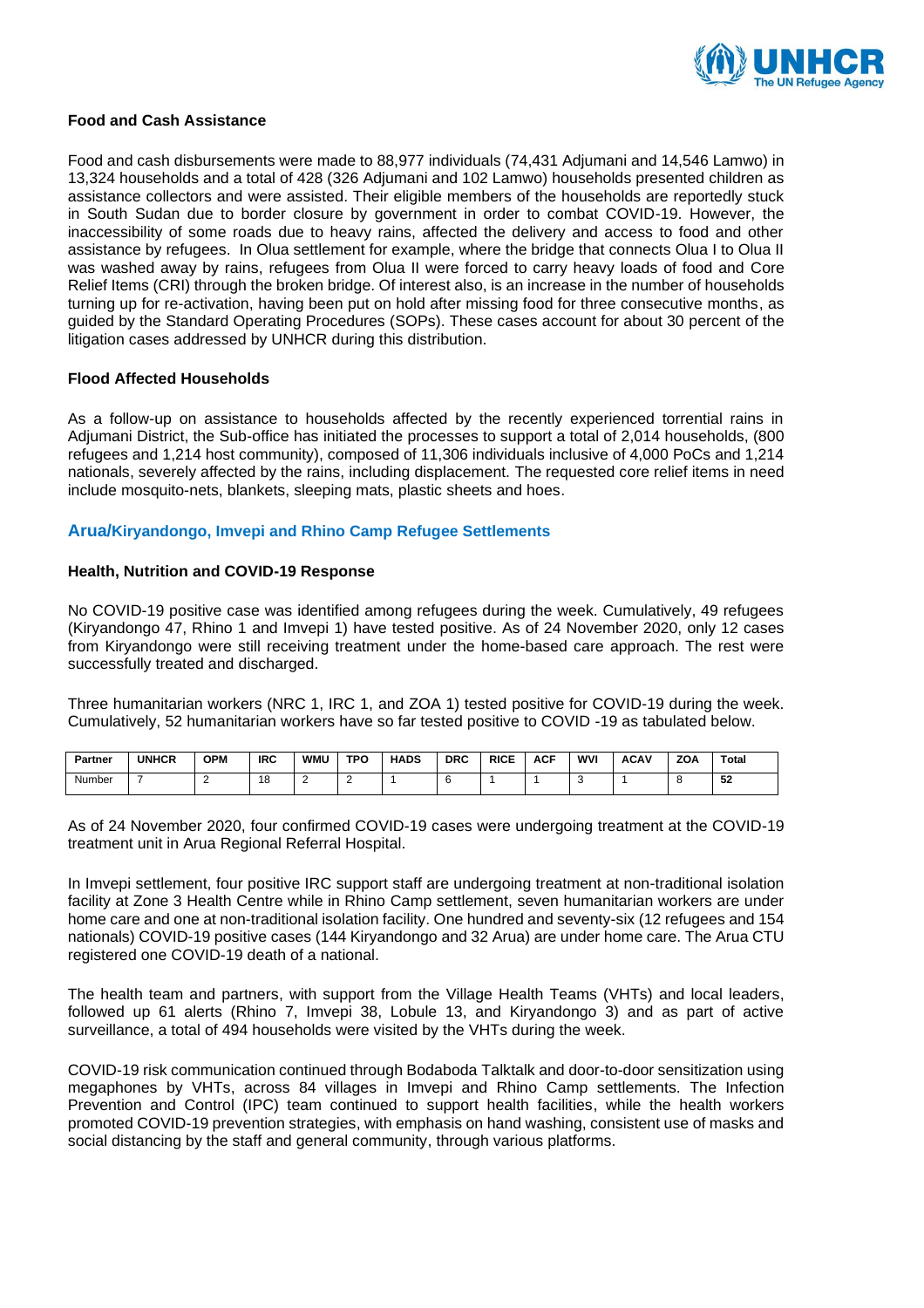**Food and Cash Assistance**

Food and cash disbursements were made to 88,977 individuals (74,431 Adjumani and 14,546 Lamwo) in 13,324 households and a total of 428 (326 Adjumani and 102 Lamwo) households presented children as assistance collectors and were assisted. Their eligible members of the households are reportedly stuck in South Sudan due to border closure by government in order to combat COVID-19. However, the inaccessibility of some roads due to heavy rains, affected the delivery and access to food and other assistance by refugees. In Olua settlement for example, where the bridge that connects Olua I to Olua II was washed away by rains, refugees from Olua II were forced to carry heavy loads of food and Core Relief Items (CRI) through the broken bridge. Of interest also, is an increase in the number of households turning up for re-activation, having been put on hold after missing food for three consecutive months, as guided by the Standard Operating Procedures (SOPs). These cases account for about 30 percent of the litigation cases addressed by UNHCR during this distribution.

**Flood Affected Households**

As a follow-up on assistance to households affected by the recently experienced torrential rains in Adjumani District, the Sub-office has initiated the processes to support a total of 2,014 households, (800 refugees and 1,214 host community), composed of 11,306 individuals inclusive of 4,000 PoCs and 1,214 nationals, severely affected by the rains, including displacement. The requested core relief items in need include mosquito-nets, blankets, sleeping mats, plastic sheets and hoes.

## Arua/Kiryandongo, Imvepi and Rhino Camp Refugee Settlements

**Health, Nutrition and COVID-19 Response**

No COVID-19 positive case was identified among refugees during the week. Cumulatively, 49 refugees (Kiryandongo 47, Rhino 1 and Imvepi 1) have tested positive. As of 24 November 2020, only 12 cases from Kiryandongo were still receiving treatment under the home-based care approach. The rest were successfully treated and discharged.

Three humanitarian workers (NRC 1, IRC 1, and ZOA 1) tested positive for COVID-19 during the week. Cumulatively, 52 humanitarian workers have so far tested positive to COVID -19 as tabulated below.

| Partner | UNHCR | OPM | IRC | WMU | TPO | HADS | DRC | RICE | ACF | WVI | ACAV | ZOA | Total |
|---|---|---|---|---|---|---|---|---|---|---|---|---|---|
| Number | 7 | 2 | 18 | 2 | 2 | 1 | 6 | 1 | 1 | 3 | 1 | 8 | **52** |

As of 24 November 2020, four confirmed COVID-19 cases were undergoing treatment at the COVID-19 treatment unit in Arua Regional Referral Hospital.

In Imvepi settlement, four positive IRC support staff are undergoing treatment at non-traditional isolation facility at Zone 3 Health Centre while in Rhino Camp settlement, seven humanitarian workers are under home care and one at non-traditional isolation facility. One hundred and seventy-six (12 refugees and 154 nationals) COVID-19 positive cases (144 Kiryandongo and 32 Arua) are under home care. The Arua CTU registered one COVID-19 death of a national.

The health team and partners, with support from the Village Health Teams (VHTs) and local leaders, followed up 61 alerts (Rhino 7, Imvepi 38, Lobule 13, and Kiryandongo 3) and as part of active surveillance, a total of 494 households were visited by the VHTs during the week.

COVID-19 risk communication continued through Bodaboda Talktalk and door-to-door sensitization using megaphones by VHTs, across 84 villages in Imvepi and Rhino Camp settlements. The Infection Prevention and Control (IPC) team continued to support health facilities, while the health workers promoted COVID-19 prevention strategies, with emphasis on hand washing, consistent use of masks and social distancing by the staff and general community, through various platforms.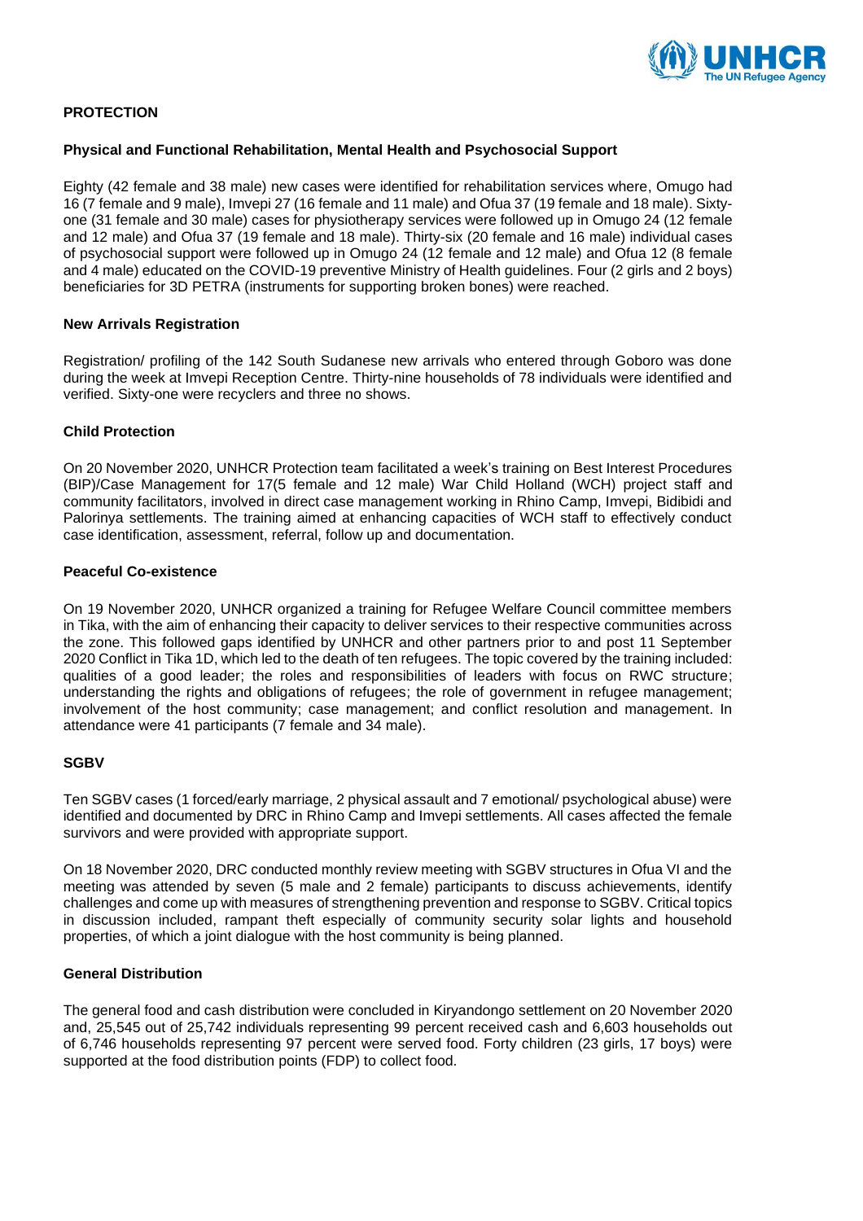## PROTECTION

### Physical and Functional Rehabilitation, Mental Health and Psychosocial Support

Eighty (42 female and 38 male) new cases were identified for rehabilitation services where, Omugo had 16 (7 female and 9 male), Imvepi 27 (16 female and 11 male) and Ofua 37 (19 female and 18 male). Sixty-one (31 female and 30 male) cases for physiotherapy services were followed up in Omugo 24 (12 female and 12 male) and Ofua 37 (19 female and 18 male). Thirty-six (20 female and 16 male) individual cases of psychosocial support were followed up in Omugo 24 (12 female and 12 male) and Ofua 12 (8 female and 4 male) educated on the COVID-19 preventive Ministry of Health guidelines. Four (2 girls and 2 boys) beneficiaries for 3D PETRA (instruments for supporting broken bones) were reached.

### New Arrivals Registration

Registration/ profiling of the 142 South Sudanese new arrivals who entered through Goboro was done during the week at Imvepi Reception Centre. Thirty-nine households of 78 individuals were identified and verified. Sixty-one were recyclers and three no shows.

### Child Protection

On 20 November 2020, UNHCR Protection team facilitated a week's training on Best Interest Procedures (BIP)/Case Management for 17(5 female and 12 male) War Child Holland (WCH) project staff and community facilitators, involved in direct case management working in Rhino Camp, Imvepi, Bidibidi and Palorinya settlements. The training aimed at enhancing capacities of WCH staff to effectively conduct case identification, assessment, referral, follow up and documentation.

### Peaceful Co-existence

On 19 November 2020, UNHCR organized a training for Refugee Welfare Council committee members in Tika, with the aim of enhancing their capacity to deliver services to their respective communities across the zone. This followed gaps identified by UNHCR and other partners prior to and post 11 September 2020 Conflict in Tika 1D, which led to the death of ten refugees. The topic covered by the training included: qualities of a good leader; the roles and responsibilities of leaders with focus on RWC structure; understanding the rights and obligations of refugees; the role of government in refugee management; involvement of the host community; case management; and conflict resolution and management. In attendance were 41 participants (7 female and 34 male).

### SGBV

Ten SGBV cases (1 forced/early marriage, 2 physical assault and 7 emotional/ psychological abuse) were identified and documented by DRC in Rhino Camp and Imvepi settlements. All cases affected the female survivors and were provided with appropriate support.

On 18 November 2020, DRC conducted monthly review meeting with SGBV structures in Ofua VI and the meeting was attended by seven (5 male and 2 female) participants to discuss achievements, identify challenges and come up with measures of strengthening prevention and response to SGBV. Critical topics in discussion included, rampant theft especially of community security solar lights and household properties, of which a joint dialogue with the host community is being planned.

### General Distribution

The general food and cash distribution were concluded in Kiryandongo settlement on 20 November 2020 and, 25,545 out of 25,742 individuals representing 99 percent received cash and 6,603 households out of 6,746 households representing 97 percent were served food. Forty children (23 girls, 17 boys) were supported at the food distribution points (FDP) to collect food.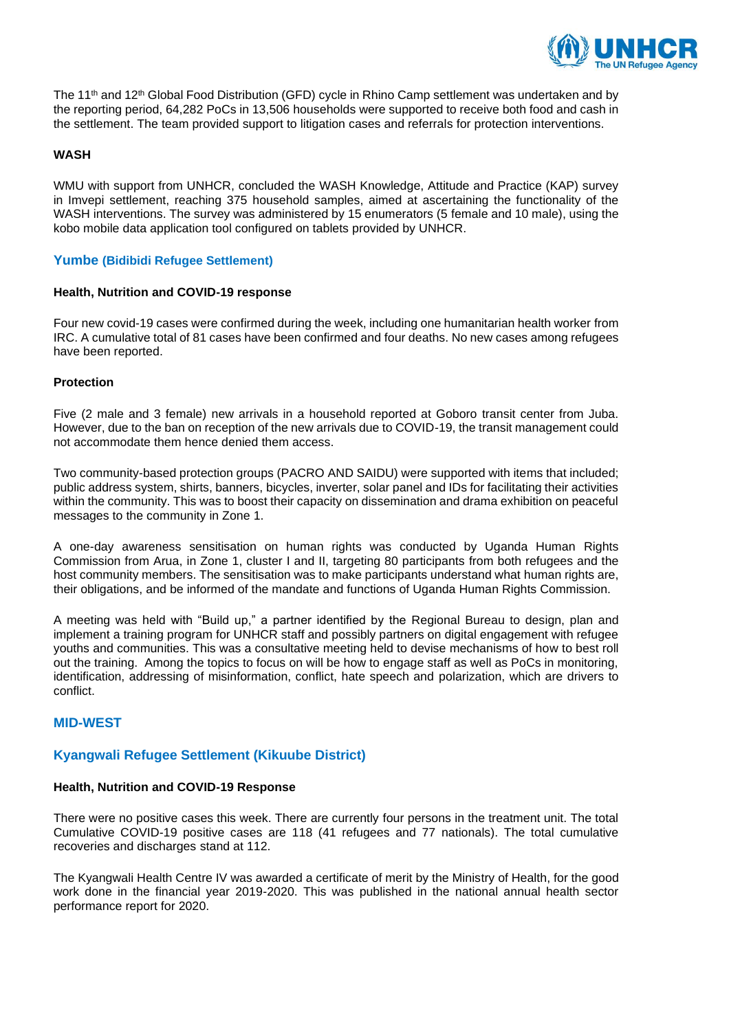The 11th and 12th Global Food Distribution (GFD) cycle in Rhino Camp settlement was undertaken and by the reporting period, 64,282 PoCs in 13,506 households were supported to receive both food and cash in the settlement. The team provided support to litigation cases and referrals for protection interventions.

**WASH**

WMU with support from UNHCR, concluded the WASH Knowledge, Attitude and Practice (KAP) survey in Imvepi settlement, reaching 375 household samples, aimed at ascertaining the functionality of the WASH interventions. The survey was administered by 15 enumerators (5 female and 10 male), using the kobo mobile data application tool configured on tablets provided by UNHCR.

### Yumbe (Bidibidi Refugee Settlement)

**Health, Nutrition and COVID-19 response**

Four new covid-19 cases were confirmed during the week, including one humanitarian health worker from IRC. A cumulative total of 81 cases have been confirmed and four deaths. No new cases among refugees have been reported.

**Protection**

Five (2 male and 3 female) new arrivals in a household reported at Goboro transit center from Juba. However, due to the ban on reception of the new arrivals due to COVID-19, the transit management could not accommodate them hence denied them access.

Two community-based protection groups (PACRO AND SAIDU) were supported with items that included; public address system, shirts, banners, bicycles, inverter, solar panel and IDs for facilitating their activities within the community. This was to boost their capacity on dissemination and drama exhibition on peaceful messages to the community in Zone 1.

A one-day awareness sensitisation on human rights was conducted by Uganda Human Rights Commission from Arua, in Zone 1, cluster I and II, targeting 80 participants from both refugees and the host community members. The sensitisation was to make participants understand what human rights are, their obligations, and be informed of the mandate and functions of Uganda Human Rights Commission.

A meeting was held with "Build up," a partner identified by the Regional Bureau to design, plan and implement a training program for UNHCR staff and possibly partners on digital engagement with refugee youths and communities. This was a consultative meeting held to devise mechanisms of how to best roll out the training. Among the topics to focus on will be how to engage staff as well as PoCs in monitoring, identification, addressing of misinformation, conflict, hate speech and polarization, which are drivers to conflict.

## MID-WEST

### Kyangwali Refugee Settlement (Kikuube District)

**Health, Nutrition and COVID-19 Response**

There were no positive cases this week. There are currently four persons in the treatment unit. The total Cumulative COVID-19 positive cases are 118 (41 refugees and 77 nationals). The total cumulative recoveries and discharges stand at 112.

The Kyangwali Health Centre IV was awarded a certificate of merit by the Ministry of Health, for the good work done in the financial year 2019-2020. This was published in the national annual health sector performance report for 2020.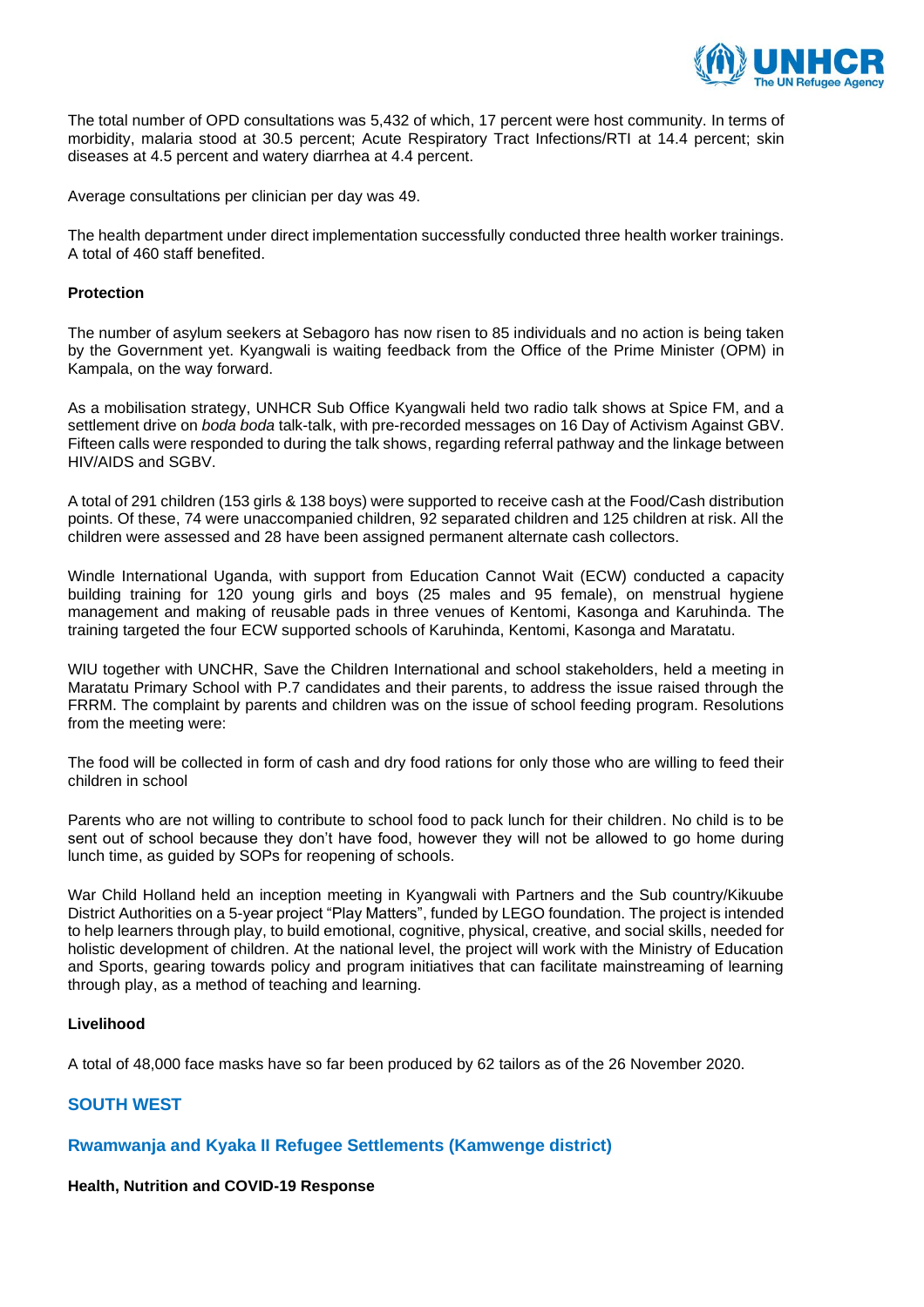The total number of OPD consultations was 5,432 of which, 17 percent were host community. In terms of morbidity, malaria stood at 30.5 percent; Acute Respiratory Tract Infections/RTI at 14.4 percent; skin diseases at 4.5 percent and watery diarrhea at 4.4 percent.

Average consultations per clinician per day was 49.

The health department under direct implementation successfully conducted three health worker trainings. A total of 460 staff benefited.

**Protection**

The number of asylum seekers at Sebagoro has now risen to 85 individuals and no action is being taken by the Government yet. Kyangwali is waiting feedback from the Office of the Prime Minister (OPM) in Kampala, on the way forward.

As a mobilisation strategy, UNHCR Sub Office Kyangwali held two radio talk shows at Spice FM, and a settlement drive on *boda boda* talk-talk, with pre-recorded messages on 16 Day of Activism Against GBV. Fifteen calls were responded to during the talk shows, regarding referral pathway and the linkage between HIV/AIDS and SGBV.

A total of 291 children (153 girls & 138 boys) were supported to receive cash at the Food/Cash distribution points. Of these, 74 were unaccompanied children, 92 separated children and 125 children at risk. All the children were assessed and 28 have been assigned permanent alternate cash collectors.

Windle International Uganda, with support from Education Cannot Wait (ECW) conducted a capacity building training for 120 young girls and boys (25 males and 95 female), on menstrual hygiene management and making of reusable pads in three venues of Kentomi, Kasonga and Karuhinda. The training targeted the four ECW supported schools of Karuhinda, Kentomi, Kasonga and Maratatu.

WIU together with UNCHR, Save the Children International and school stakeholders, held a meeting in Maratatu Primary School with P.7 candidates and their parents, to address the issue raised through the FRRM. The complaint by parents and children was on the issue of school feeding program. Resolutions from the meeting were:

The food will be collected in form of cash and dry food rations for only those who are willing to feed their children in school

Parents who are not willing to contribute to school food to pack lunch for their children. No child is to be sent out of school because they don't have food, however they will not be allowed to go home during lunch time, as guided by SOPs for reopening of schools.

War Child Holland held an inception meeting in Kyangwali with Partners and the Sub country/Kikuube District Authorities on a 5-year project "Play Matters", funded by LEGO foundation. The project is intended to help learners through play, to build emotional, cognitive, physical, creative, and social skills, needed for holistic development of children. At the national level, the project will work with the Ministry of Education and Sports, gearing towards policy and program initiatives that can facilitate mainstreaming of learning through play, as a method of teaching and learning.

**Livelihood**

A total of 48,000 face masks have so far been produced by 62 tailors as of the 26 November 2020.

## SOUTH WEST

### Rwamwanja and Kyaka II Refugee Settlements (Kamwenge district)

**Health, Nutrition and COVID-19 Response**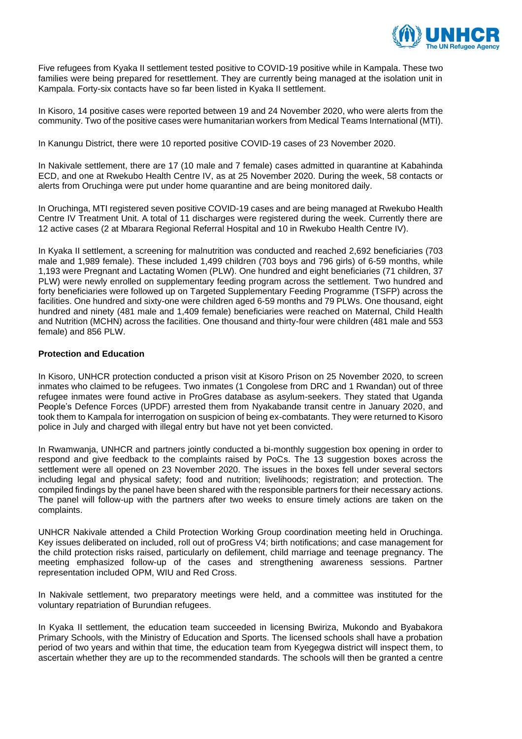Five refugees from Kyaka II settlement tested positive to COVID-19 positive while in Kampala. These two families were being prepared for resettlement. They are currently being managed at the isolation unit in Kampala. Forty-six contacts have so far been listed in Kyaka II settlement.

In Kisoro, 14 positive cases were reported between 19 and 24 November 2020, who were alerts from the community. Two of the positive cases were humanitarian workers from Medical Teams International (MTI).

In Kanungu District, there were 10 reported positive COVID-19 cases of 23 November 2020.

In Nakivale settlement, there are 17 (10 male and 7 female) cases admitted in quarantine at Kabahinda ECD, and one at Rwekubo Health Centre IV, as at 25 November 2020. During the week, 58 contacts or alerts from Oruchinga were put under home quarantine and are being monitored daily.

In Oruchinga, MTI registered seven positive COVID-19 cases and are being managed at Rwekubo Health Centre IV Treatment Unit. A total of 11 discharges were registered during the week. Currently there are 12 active cases (2 at Mbarara Regional Referral Hospital and 10 in Rwekubo Health Centre IV).

In Kyaka II settlement, a screening for malnutrition was conducted and reached 2,692 beneficiaries (703 male and 1,989 female). These included 1,499 children (703 boys and 796 girls) of 6-59 months, while 1,193 were Pregnant and Lactating Women (PLW). One hundred and eight beneficiaries (71 children, 37 PLW) were newly enrolled on supplementary feeding program across the settlement. Two hundred and forty beneficiaries were followed up on Targeted Supplementary Feeding Programme (TSFP) across the facilities. One hundred and sixty-one were children aged 6-59 months and 79 PLWs. One thousand, eight hundred and ninety (481 male and 1,409 female) beneficiaries were reached on Maternal, Child Health and Nutrition (MCHN) across the facilities. One thousand and thirty-four were children (481 male and 553 female) and 856 PLW.

**Protection and Education**

In Kisoro, UNHCR protection conducted a prison visit at Kisoro Prison on 25 November 2020, to screen inmates who claimed to be refugees. Two inmates (1 Congolese from DRC and 1 Rwandan) out of three refugee inmates were found active in ProGres database as asylum-seekers. They stated that Uganda People's Defence Forces (UPDF) arrested them from Nyakabande transit centre in January 2020, and took them to Kampala for interrogation on suspicion of being ex-combatants. They were returned to Kisoro police in July and charged with illegal entry but have not yet been convicted.

In Rwamwanja, UNHCR and partners jointly conducted a bi-monthly suggestion box opening in order to respond and give feedback to the complaints raised by PoCs. The 13 suggestion boxes across the settlement were all opened on 23 November 2020. The issues in the boxes fell under several sectors including legal and physical safety; food and nutrition; livelihoods; registration; and protection. The compiled findings by the panel have been shared with the responsible partners for their necessary actions. The panel will follow-up with the partners after two weeks to ensure timely actions are taken on the complaints.

UNHCR Nakivale attended a Child Protection Working Group coordination meeting held in Oruchinga. Key issues deliberated on included, roll out of proGress V4; birth notifications; and case management for the child protection risks raised, particularly on defilement, child marriage and teenage pregnancy. The meeting emphasized follow-up of the cases and strengthening awareness sessions. Partner representation included OPM, WIU and Red Cross.

In Nakivale settlement, two preparatory meetings were held, and a committee was instituted for the voluntary repatriation of Burundian refugees.

In Kyaka II settlement, the education team succeeded in licensing Bwiriza, Mukondo and Byabakora Primary Schools, with the Ministry of Education and Sports. The licensed schools shall have a probation period of two years and within that time, the education team from Kyegegwa district will inspect them, to ascertain whether they are up to the recommended standards. The schools will then be granted a centre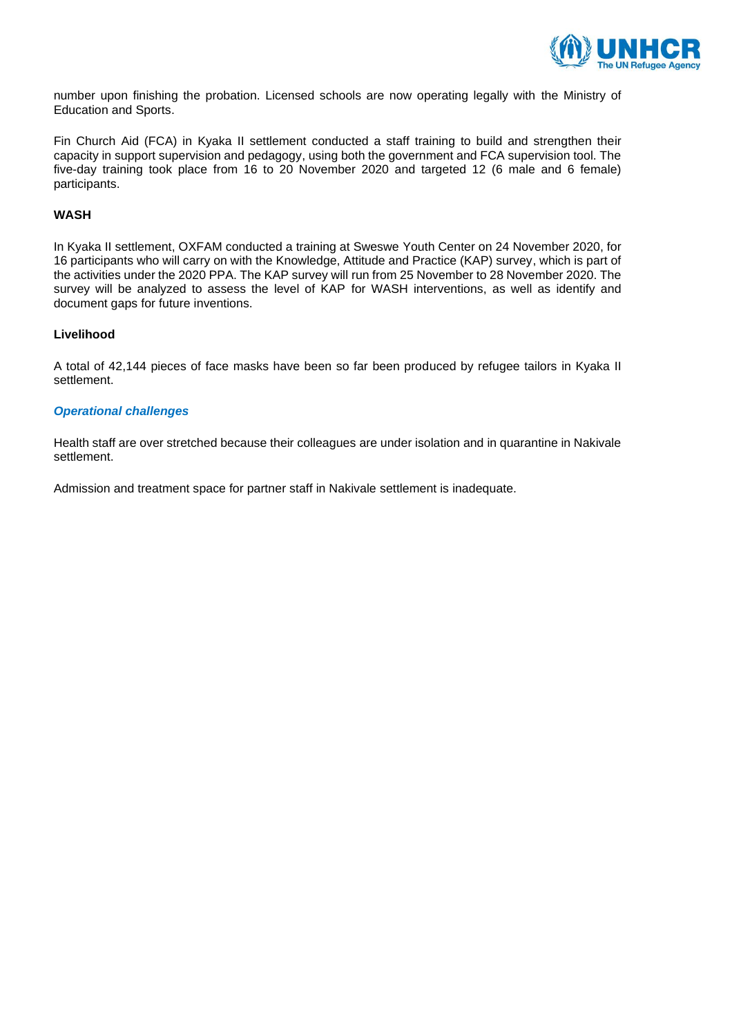number upon finishing the probation. Licensed schools are now operating legally with the Ministry of Education and Sports.

Fin Church Aid (FCA) in Kyaka II settlement conducted a staff training to build and strengthen their capacity in support supervision and pedagogy, using both the government and FCA supervision tool. The five-day training took place from 16 to 20 November 2020 and targeted 12 (6 male and 6 female) participants.

**WASH**

In Kyaka II settlement, OXFAM conducted a training at Sweswe Youth Center on 24 November 2020, for 16 participants who will carry on with the Knowledge, Attitude and Practice (KAP) survey, which is part of the activities under the 2020 PPA. The KAP survey will run from 25 November to 28 November 2020. The survey will be analyzed to assess the level of KAP for WASH interventions, as well as identify and document gaps for future inventions.

**Livelihood**

A total of 42,144 pieces of face masks have been so far been produced by refugee tailors in Kyaka II settlement.

***Operational challenges***

Health staff are over stretched because their colleagues are under isolation and in quarantine in Nakivale settlement.

Admission and treatment space for partner staff in Nakivale settlement is inadequate.